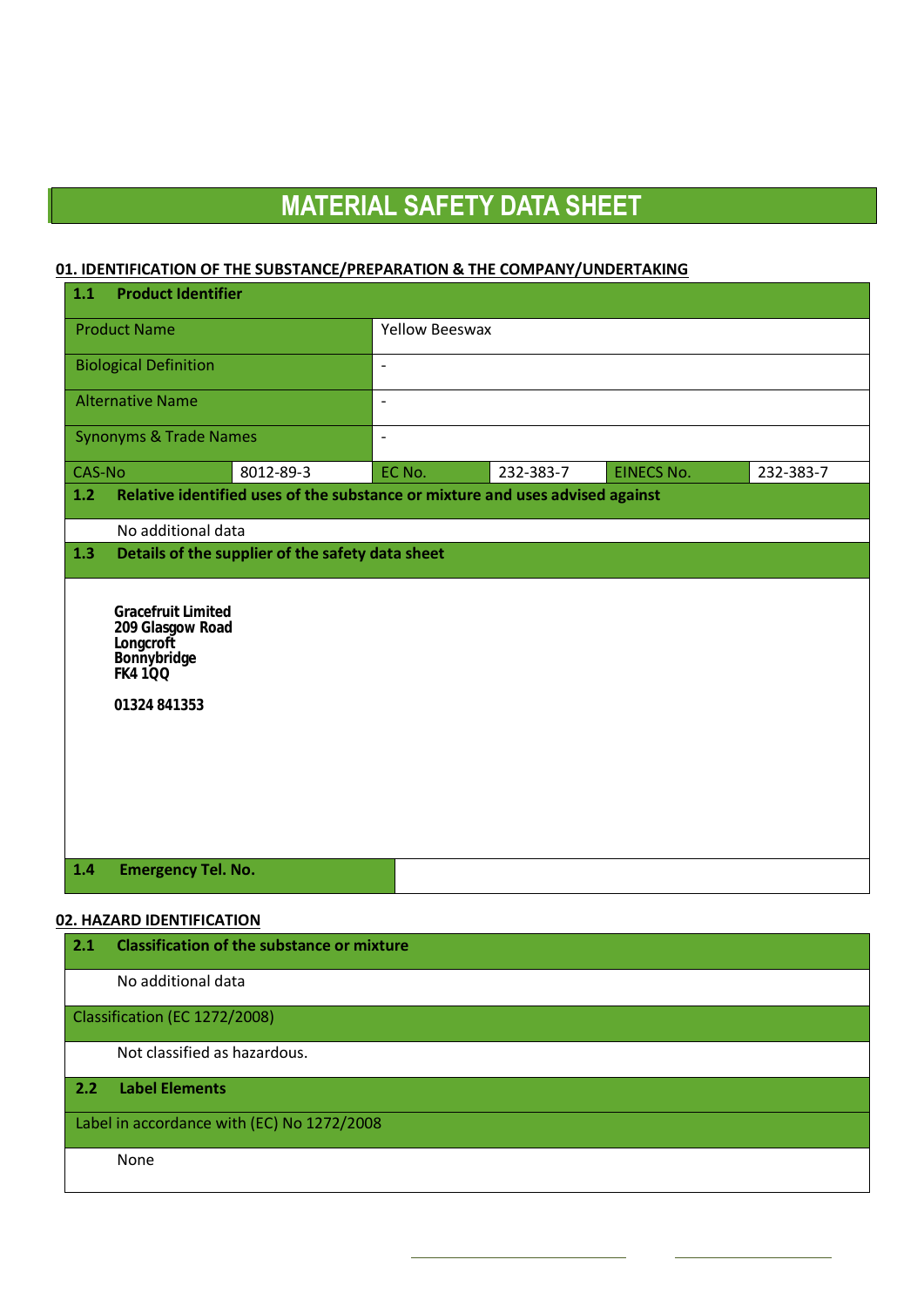# MATERIAL SAFETY DATA SHEET

## 01. IDENTIFICATION OF THE SUBSTANCE/PREPARATION & THE COMPANY/UNDERTAKING

### 1.1 Product Identifier

| | | | | | |
|---|---|---|---|---|---|
| Product Name | | Yellow Beeswax | | | |
| Biological Definition | | - | | | |
| Alternative Name | | - | | | |
| Synonyms & Trade Names | | - | | | |
| CAS-No | 8012-89-3 | EC No. | 232-383-7 | EINECS No. | 232-383-7 |

### 1.2 Relative identified uses of the substance or mixture and uses advised against

No additional data

### 1.3 Details of the supplier of the safety data sheet

**Gracefruit Limited**
**209 Glasgow Road**
**Longcroft**
**Bonnybridge**
**FK4 1QQ**

**01324 841353**

### 1.4 Emergency Tel. No.

## 02. HAZARD IDENTIFICATION

### 2.1 Classification of the substance or mixture

No additional data

Classification (EC 1272/2008)

Not classified as hazardous.

### 2.2 Label Elements

Label in accordance with (EC) No 1272/2008

None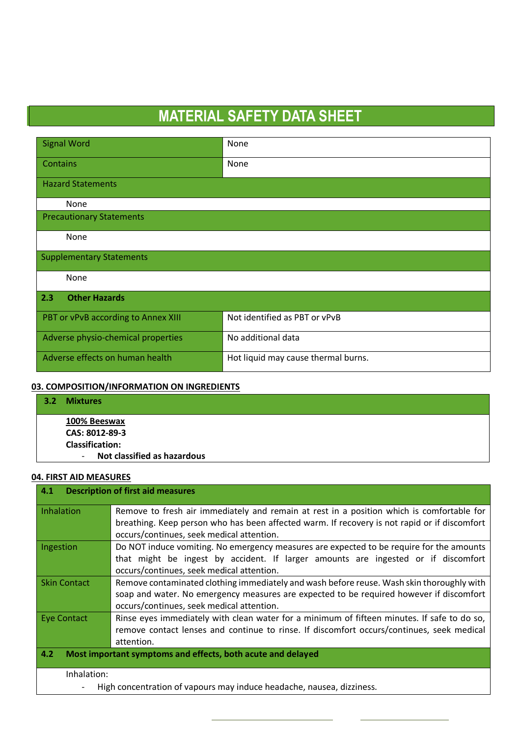# MATERIAL SAFETY DATA SHEET

| Signal Word | None |
| --- | --- |
| Contains | None |

**Hazard Statements**

None

**Precautionary Statements**

None

**Supplementary Statements**

None

**2.3 Other Hazards**

| PBT or vPvB according to Annex XIII | Not identified as PBT or vPvB |
| --- | --- |
| Adverse physio-chemical properties | No additional data |
| Adverse effects on human health | Hot liquid may cause thermal burns. |

## 03. COMPOSITION/INFORMATION ON INGREDIENTS

**3.2 Mixtures**

**100% Beeswax**
**CAS: 8012-89-3**
**Classification:**

- **Not classified as hazardous**

## 04. FIRST AID MEASURES

**4.1 Description of first aid measures**

| Inhalation | Remove to fresh air immediately and remain at rest in a position which is comfortable for breathing. Keep person who has been affected warm. If recovery is not rapid or if discomfort occurs/continues, seek medical attention. |
| --- | --- |
| Ingestion | Do NOT induce vomiting. No emergency measures are expected to be require for the amounts that might be ingest by accident. If larger amounts are ingested or if discomfort occurs/continues, seek medical attention. |
| Skin Contact | Remove contaminated clothing immediately and wash before reuse. Wash skin thoroughly with soap and water. No emergency measures are expected to be required however if discomfort occurs/continues, seek medical attention. |
| Eye Contact | Rinse eyes immediately with clean water for a minimum of fifteen minutes. If safe to do so, remove contact lenses and continue to rinse. If discomfort occurs/continues, seek medical attention. |

**4.2 Most important symptoms and effects, both acute and delayed**

Inhalation:

- High concentration of vapours may induce headache, nausea, dizziness.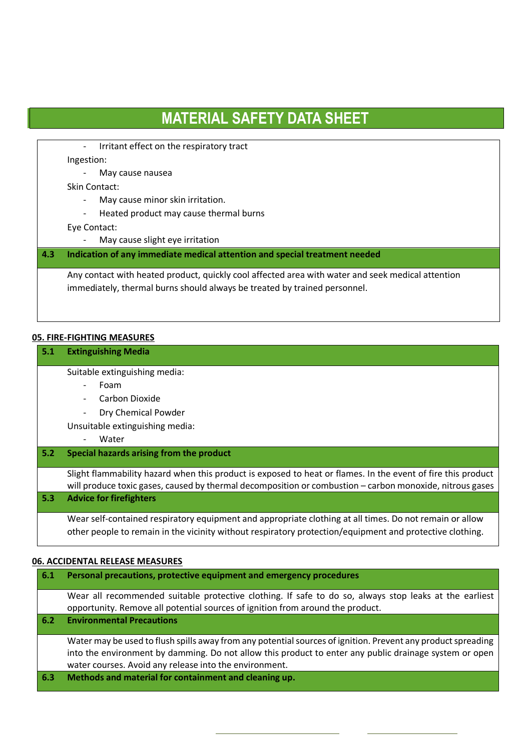# MATERIAL SAFETY DATA SHEET

- Irritant effect on the respiratory tract

Ingestion:

- May cause nausea

Skin Contact:

- May cause minor skin irritation.
- Heated product may cause thermal burns

Eye Contact:

- May cause slight eye irritation

### 4.3 Indication of any immediate medical attention and special treatment needed

Any contact with heated product, quickly cool affected area with water and seek medical attention immediately, thermal burns should always be treated by trained personnel.

## 05. FIRE-FIGHTING MEASURES

### 5.1 Extinguishing Media

Suitable extinguishing media:

- Foam
- Carbon Dioxide
- Dry Chemical Powder

Unsuitable extinguishing media:

- Water

### 5.2 Special hazards arising from the product

Slight flammability hazard when this product is exposed to heat or flames. In the event of fire this product will produce toxic gases, caused by thermal decomposition or combustion – carbon monoxide, nitrous gases

### 5.3 Advice for firefighters

Wear self-contained respiratory equipment and appropriate clothing at all times. Do not remain or allow other people to remain in the vicinity without respiratory protection/equipment and protective clothing.

## 06. ACCIDENTAL RELEASE MEASURES

### 6.1 Personal precautions, protective equipment and emergency procedures

Wear all recommended suitable protective clothing. If safe to do so, always stop leaks at the earliest opportunity. Remove all potential sources of ignition from around the product.

### 6.2 Environmental Precautions

Water may be used to flush spills away from any potential sources of ignition. Prevent any product spreading into the environment by damming. Do not allow this product to enter any public drainage system or open water courses. Avoid any release into the environment.

### 6.3 Methods and material for containment and cleaning up.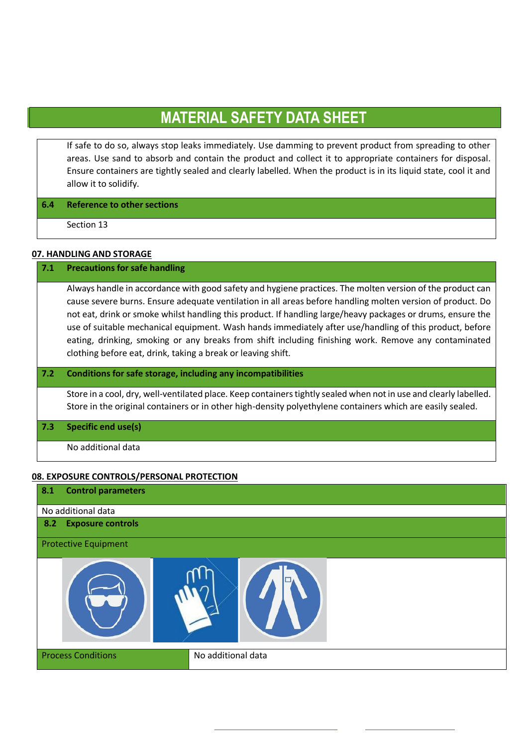# MATERIAL SAFETY DATA SHEET

If safe to do so, always stop leaks immediately. Use damming to prevent product from spreading to other areas. Use sand to absorb and contain the product and collect it to appropriate containers for disposal. Ensure containers are tightly sealed and clearly labelled. When the product is in its liquid state, cool it and allow it to solidify.

**6.4 Reference to other sections**

Section 13

## 07. HANDLING AND STORAGE

**7.1 Precautions for safe handling**

Always handle in accordance with good safety and hygiene practices. The molten version of the product can cause severe burns. Ensure adequate ventilation in all areas before handling molten version of product. Do not eat, drink or smoke whilst handling this product. If handling large/heavy packages or drums, ensure the use of suitable mechanical equipment. Wash hands immediately after use/handling of this product, before eating, drinking, smoking or any breaks from shift including finishing work. Remove any contaminated clothing before eat, drink, taking a break or leaving shift.

**7.2 Conditions for safe storage, including any incompatibilities**

Store in a cool, dry, well-ventilated place. Keep containers tightly sealed when not in use and clearly labelled. Store in the original containers or in other high-density polyethylene containers which are easily sealed.

**7.3 Specific end use(s)**

No additional data

## 08. EXPOSURE CONTROLS/PERSONAL PROTECTION

**8.1 Control parameters**

No additional data

**8.2 Exposure controls**

Protective Equipment

| Process Conditions | No additional data |
|---|---|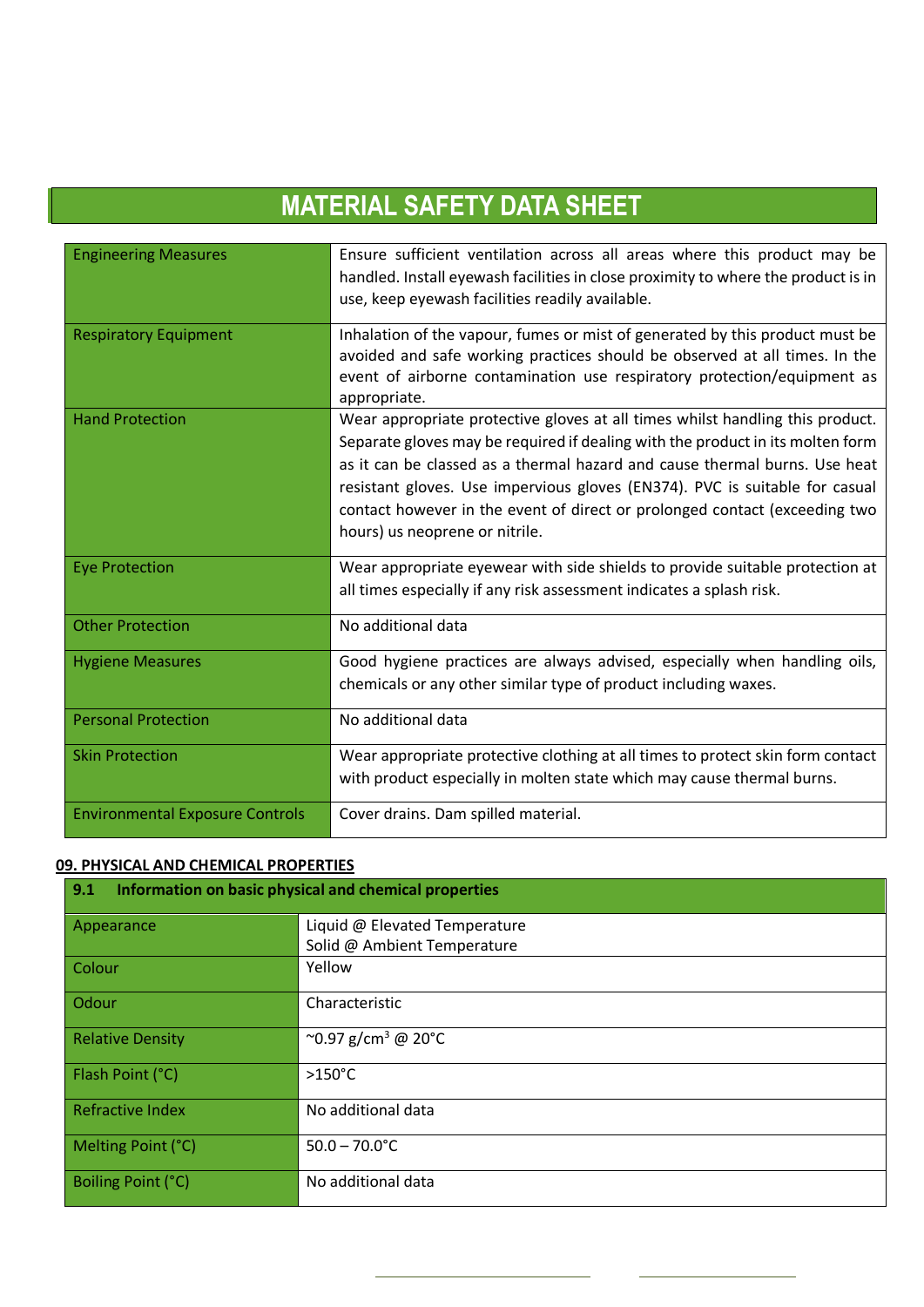# MATERIAL SAFETY DATA SHEET

| | |
|---|---|
| Engineering Measures | Ensure sufficient ventilation across all areas where this product may be handled. Install eyewash facilities in close proximity to where the product is in use, keep eyewash facilities readily available. |
| Respiratory Equipment | Inhalation of the vapour, fumes or mist of generated by this product must be avoided and safe working practices should be observed at all times. In the event of airborne contamination use respiratory protection/equipment as appropriate. |
| Hand Protection | Wear appropriate protective gloves at all times whilst handling this product. Separate gloves may be required if dealing with the product in its molten form as it can be classed as a thermal hazard and cause thermal burns. Use heat resistant gloves. Use impervious gloves (EN374). PVC is suitable for casual contact however in the event of direct or prolonged contact (exceeding two hours) us neoprene or nitrile. |
| Eye Protection | Wear appropriate eyewear with side shields to provide suitable protection at all times especially if any risk assessment indicates a splash risk. |
| Other Protection | No additional data |
| Hygiene Measures | Good hygiene practices are always advised, especially when handling oils, chemicals or any other similar type of product including waxes. |
| Personal Protection | No additional data |
| Skin Protection | Wear appropriate protective clothing at all times to protect skin form contact with product especially in molten state which may cause thermal burns. |
| Environmental Exposure Controls | Cover drains. Dam spilled material. |

## 09. PHYSICAL AND CHEMICAL PROPERTIES

| 9.1 Information on basic physical and chemical properties | |
|---|---|
| Appearance | Liquid @ Elevated Temperature<br>Solid @ Ambient Temperature |
| Colour | Yellow |
| Odour | Characteristic |
| Relative Density | ~0.97 g/cm$^3$ @ 20°C |
| Flash Point (°C) | >150°C |
| Refractive Index | No additional data |
| Melting Point (°C) | 50.0 – 70.0°C |
| Boiling Point (°C) | No additional data |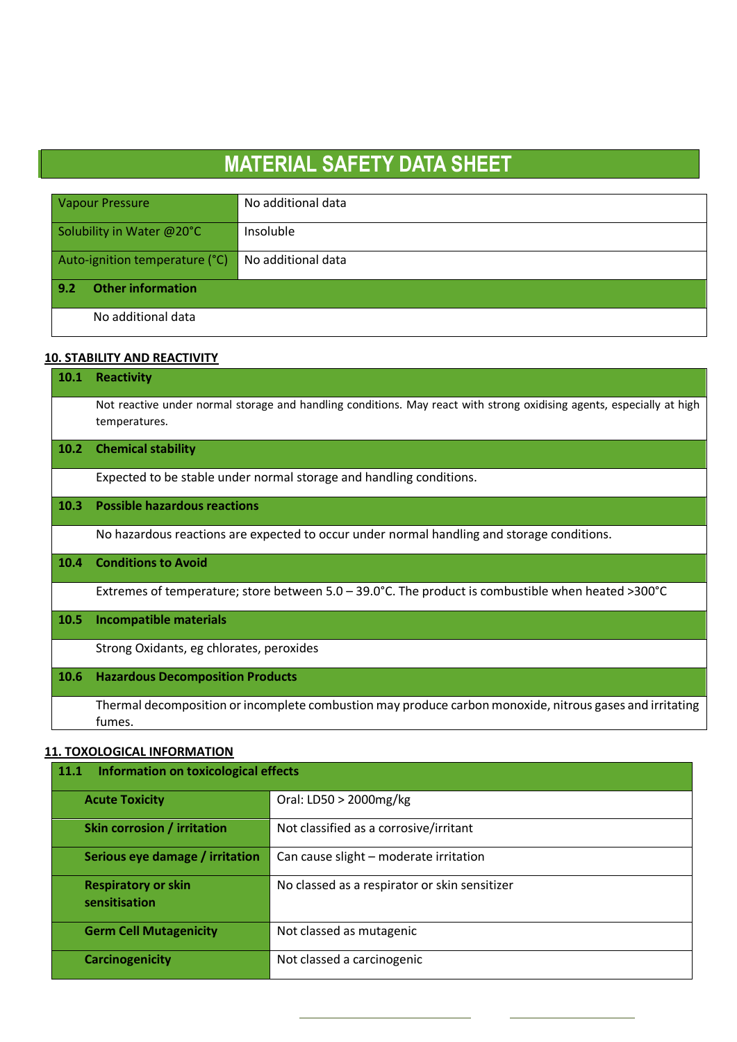# MATERIAL SAFETY DATA SHEET

| | |
|---|---|
| Vapour Pressure | No additional data |
| Solubility in Water @20°C | Insoluble |
| Auto-ignition temperature (°C) | No additional data |

**9.2 Other information**

No additional data

## 10. STABILITY AND REACTIVITY

**10.1 Reactivity**

Not reactive under normal storage and handling conditions. May react with strong oxidising agents, especially at high temperatures.

**10.2 Chemical stability**

Expected to be stable under normal storage and handling conditions.

**10.3 Possible hazardous reactions**

No hazardous reactions are expected to occur under normal handling and storage conditions.

**10.4 Conditions to Avoid**

Extremes of temperature; store between 5.0 – 39.0°C. The product is combustible when heated >300°C

**10.5 Incompatible materials**

Strong Oxidants, eg chlorates, peroxides

**10.6 Hazardous Decomposition Products**

Thermal decomposition or incomplete combustion may produce carbon monoxide, nitrous gases and irritating fumes.

## 11. TOXOLOGICAL INFORMATION

**11.1 Information on toxicological effects**

| | |
|---|---|
| **Acute Toxicity** | Oral: LD50 > 2000mg/kg |
| **Skin corrosion / irritation** | Not classified as a corrosive/irritant |
| **Serious eye damage / irritation** | Can cause slight – moderate irritation |
| **Respiratory or skin sensitisation** | No classed as a respirator or skin sensitizer |
| **Germ Cell Mutagenicity** | Not classed as mutagenic |
| **Carcinogenicity** | Not classed a carcinogenic |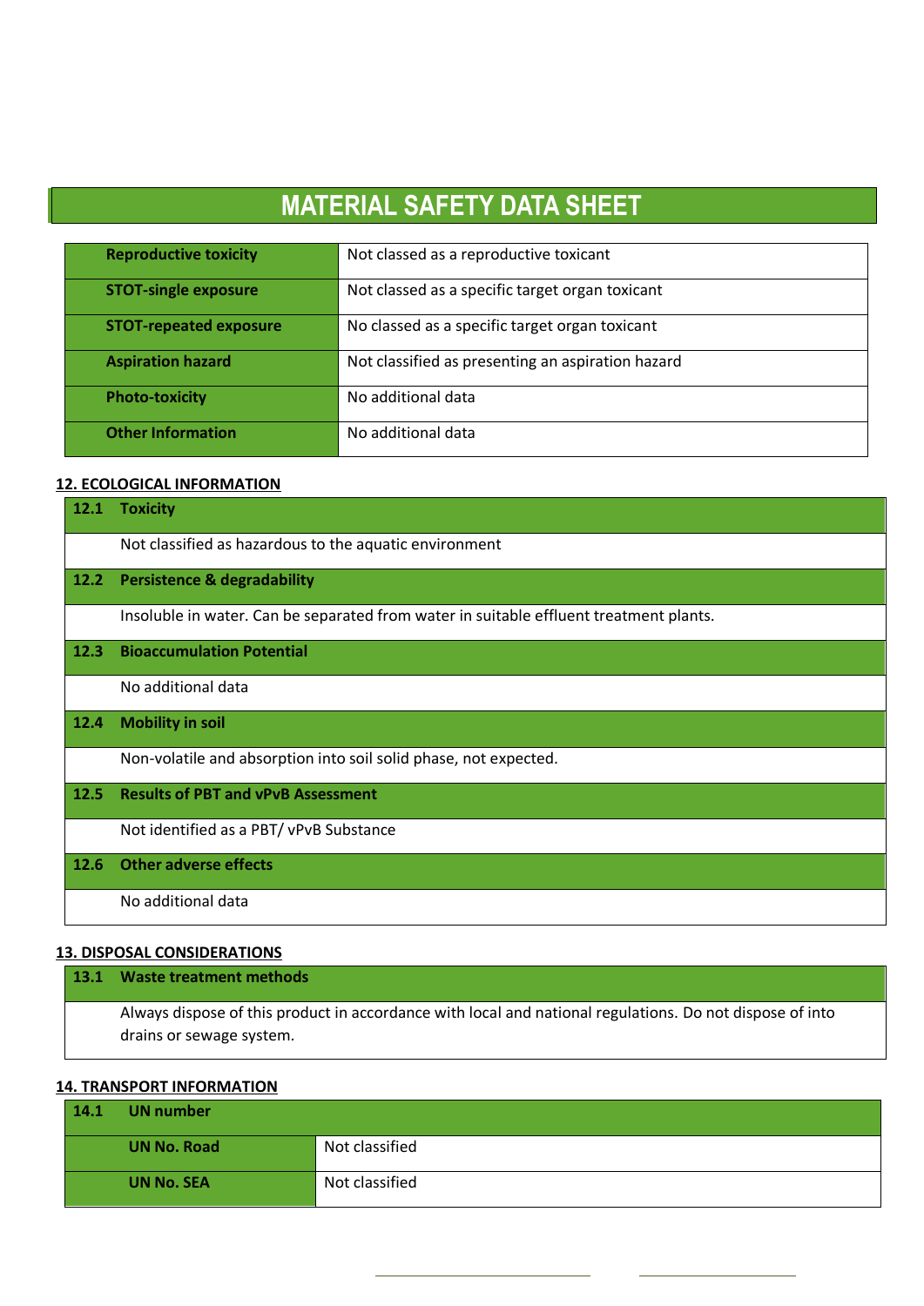# MATERIAL SAFETY DATA SHEET

| | |
|---|---|
| **Reproductive toxicity** | Not classed as a reproductive toxicant |
| **STOT-single exposure** | Not classed as a specific target organ toxicant |
| **STOT-repeated exposure** | No classed as a specific target organ toxicant |
| **Aspiration hazard** | Not classified as presenting an aspiration hazard |
| **Photo-toxicity** | No additional data |
| **Other Information** | No additional data |

## 12. ECOLOGICAL INFORMATION

**12.1 Toxicity**

Not classified as hazardous to the aquatic environment

**12.2 Persistence & degradability**

Insoluble in water. Can be separated from water in suitable effluent treatment plants.

**12.3 Bioaccumulation Potential**

No additional data

**12.4 Mobility in soil**

Non-volatile and absorption into soil solid phase, not expected.

**12.5 Results of PBT and vPvB Assessment**

Not identified as a PBT/ vPvB Substance

**12.6 Other adverse effects**

No additional data

## 13. DISPOSAL CONSIDERATIONS

**13.1 Waste treatment methods**

Always dispose of this product in accordance with local and national regulations. Do not dispose of into drains or sewage system.

## 14. TRANSPORT INFORMATION

**14.1 UN number**

| | |
|---|---|
| **UN No. Road** | Not classified |
| **UN No. SEA** | Not classified |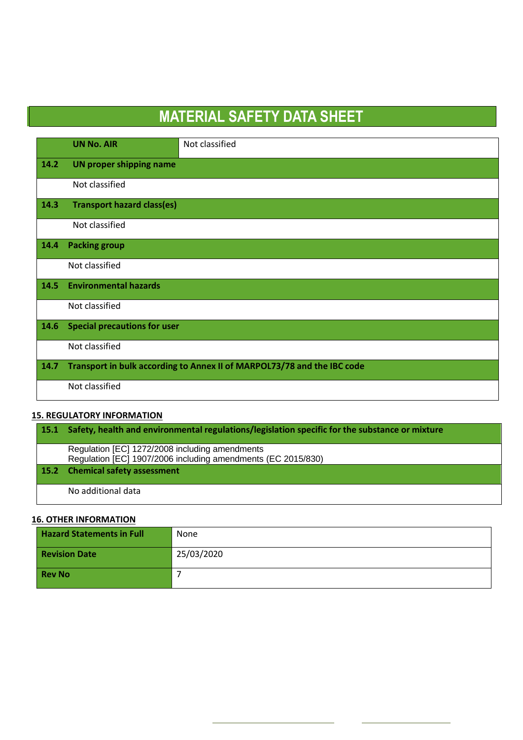# MATERIAL SAFETY DATA SHEET

| | | |
|---|---|---|
| | **UN No. AIR** | Not classified |
| **14.2** | **UN proper shipping name** | |
| | Not classified | |
| **14.3** | **Transport hazard class(es)** | |
| | Not classified | |
| **14.4** | **Packing group** | |
| | Not classified | |
| **14.5** | **Environmental hazards** | |
| | Not classified | |
| **14.6** | **Special precautions for user** | |
| | Not classified | |
| **14.7** | **Transport in bulk according to Annex II of MARPOL73/78 and the IBC code** | |
| | Not classified | |

## 15. REGULATORY INFORMATION

| | |
|---|---|
| **15.1** | **Safety, health and environmental regulations/legislation specific for the substance or mixture** |
| | Regulation [EC] 1272/2008 including amendments<br>Regulation [EC] 1907/2006 including amendments (EC 2015/830) |
| **15.2** | **Chemical safety assessment** |
| | No additional data |

## 16. OTHER INFORMATION

| | |
|---|---|
| **Hazard Statements in Full** | None |
| **Revision Date** | 25/03/2020 |
| **Rev No** | 7 |